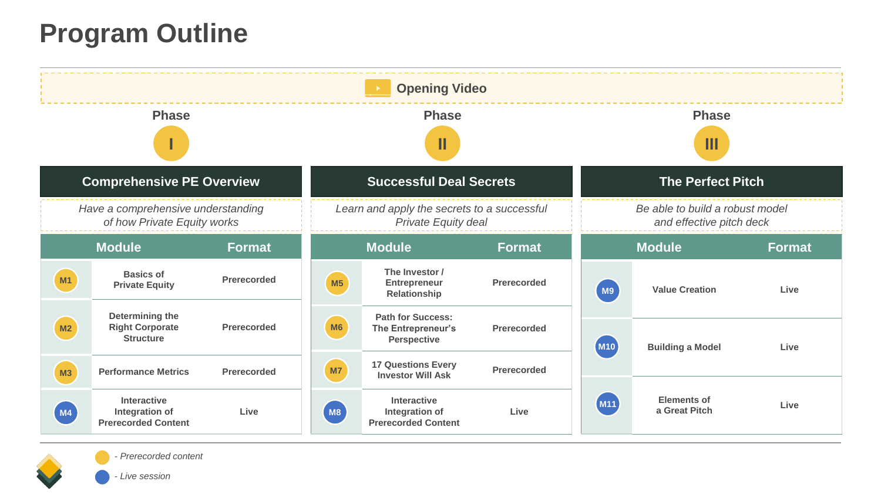# Program Outline

**Opening Video**

## Phase I

### Comprehensive PE Overview

*Have a comprehensive understanding of how Private Equity works*

| | Module | Format |
|---|---|---|
| M1 | Basics of Private Equity | Prerecorded |
| M2 | Determining the Right Corporate Structure | Prerecorded |
| M3 | Performance Metrics | Prerecorded |
| M4 | Interactive Integration of Prerecorded Content | Live |

## Phase II

### Successful Deal Secrets

*Learn and apply the secrets to a successful Private Equity deal*

| | Module | Format |
|---|---|---|
| M5 | The Investor / Entrepreneur Relationship | Prerecorded |
| M6 | Path for Success: The Entrepreneur's Perspective | Prerecorded |
| M7 | 17 Questions Every Investor Will Ask | Prerecorded |
| M8 | Interactive Integration of Prerecorded Content | Live |

## Phase III

### The Perfect Pitch

*Be able to build a robust model and effective pitch deck*

| | Module | Format |
|---|---|---|
| M9 | Value Creation | Live |
| M10 | Building a Model | Live |
| M11 | Elements of a Great Pitch | Live |

- *Prerecorded content* (yellow)
- *Live session* (blue)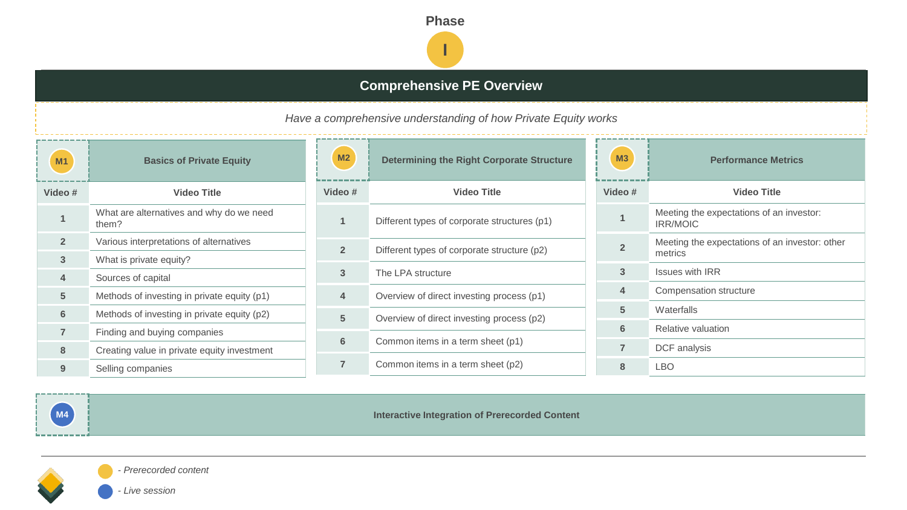Phase

**I**

## Comprehensive PE Overview

*Have a comprehensive understanding of how Private Equity works*

### M1 – Basics of Private Equity

| Video # | Video Title |
|---|---|
| 1 | What are alternatives and why do we need them? |
| 2 | Various interpretations of alternatives |
| 3 | What is private equity? |
| 4 | Sources of capital |
| 5 | Methods of investing in private equity (p1) |
| 6 | Methods of investing in private equity (p2) |
| 7 | Finding and buying companies |
| 8 | Creating value in private equity investment |
| 9 | Selling companies |

### M2 – Determining the Right Corporate Structure

| Video # | Video Title |
|---|---|
| 1 | Different types of corporate structures (p1) |
| 2 | Different types of corporate structure (p2) |
| 3 | The LPA structure |
| 4 | Overview of direct investing process (p1) |
| 5 | Overview of direct investing process (p2) |
| 6 | Common items in a term sheet (p1) |
| 7 | Common items in a term sheet (p2) |

### M3 – Performance Metrics

| Video # | Video Title |
|---|---|
| 1 | Meeting the expectations of an investor: IRR/MOIC |
| 2 | Meeting the expectations of an investor: other metrics |
| 3 | Issues with IRR |
| 4 | Compensation structure |
| 5 | Waterfalls |
| 6 | Relative valuation |
| 7 | DCF analysis |
| 8 | LBO |

### M4 – Interactive Integration of Prerecorded Content

*- Prerecorded content* (M1, M2, M3)

*- Live session* (M4)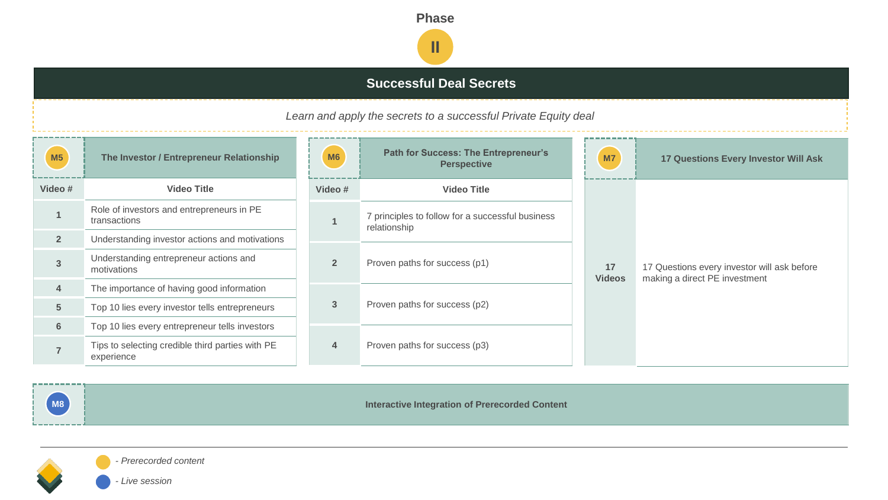Phase

**II**

# Successful Deal Secrets

*Learn and apply the secrets to a successful Private Equity deal*

## M5 — The Investor / Entrepreneur Relationship

| Video # | Video Title |
|---|---|
| 1 | Role of investors and entrepreneurs in PE transactions |
| 2 | Understanding investor actions and motivations |
| 3 | Understanding entrepreneur actions and motivations |
| 4 | The importance of having good information |
| 5 | Top 10 lies every investor tells entrepreneurs |
| 6 | Top 10 lies every entrepreneur tells investors |
| 7 | Tips to selecting credible third parties with PE experience |

## M6 — Path for Success: The Entrepreneur's Perspective

| Video # | Video Title |
|---|---|
| 1 | 7 principles to follow for a successful business relationship |
| 2 | Proven paths for success (p1) |
| 3 | Proven paths for success (p2) |
| 4 | Proven paths for success (p3) |

## M7 — 17 Questions Every Investor Will Ask

| | |
|---|---|
| 17 Videos | 17 Questions every investor will ask before making a direct PE investment |

## M8 — Interactive Integration of Prerecorded Content

*- Prerecorded content*

*- Live session*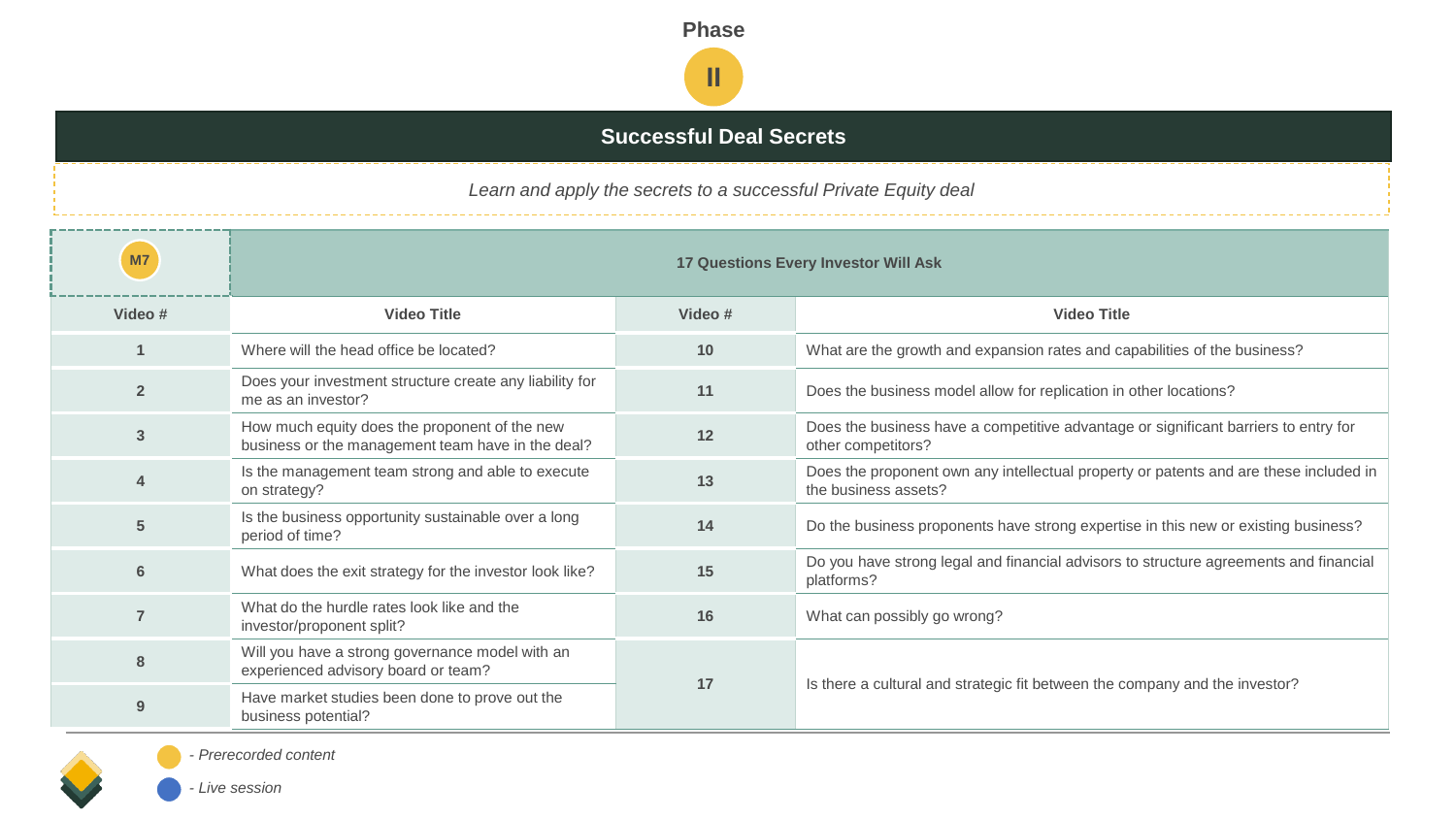Phase

II

## Successful Deal Secrets

*Learn and apply the secrets to a successful Private Equity deal*

| M7 | 17 Questions Every Investor Will Ask | | |
|---|---|---|---|
| **Video #** | **Video Title** | **Video #** | **Video Title** |
| **1** | Where will the head office be located? | **10** | What are the growth and expansion rates and capabilities of the business? |
| **2** | Does your investment structure create any liability for me as an investor? | **11** | Does the business model allow for replication in other locations? |
| **3** | How much equity does the proponent of the new business or the management team have in the deal? | **12** | Does the business have a competitive advantage or significant barriers to entry for other competitors? |
| **4** | Is the management team strong and able to execute on strategy? | **13** | Does the proponent own any intellectual property or patents and are these included in the business assets? |
| **5** | Is the business opportunity sustainable over a long period of time? | **14** | Do the business proponents have strong expertise in this new or existing business? |
| **6** | What does the exit strategy for the investor look like? | **15** | Do you have strong legal and financial advisors to structure agreements and financial platforms? |
| **7** | What do the hurdle rates look like and the investor/proponent split? | **16** | What can possibly go wrong? |
| **8** | Will you have a strong governance model with an experienced advisory board or team? | **17** | Is there a cultural and strategic fit between the company and the investor? |
| **9** | Have market studies been done to prove out the business potential? | | |

*- Prerecorded content*

*- Live session*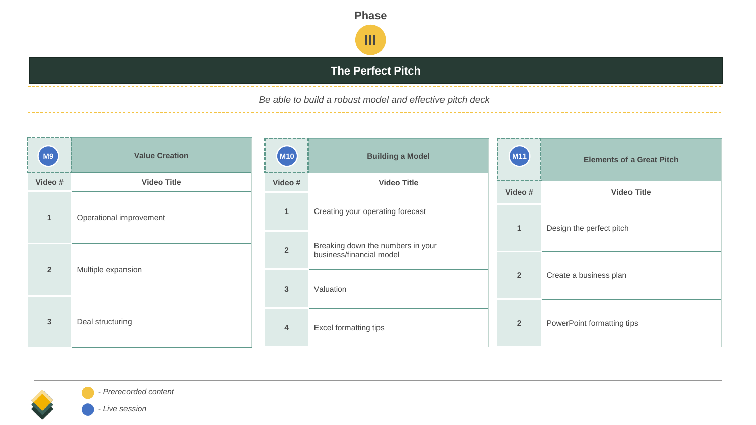Phase

III

# The Perfect Pitch

*Be able to build a robust model and effective pitch deck*

## M9 — Value Creation

| Video # | Video Title |
| --- | --- |
| 1 | Operational improvement |
| 2 | Multiple expansion |
| 3 | Deal structuring |

## M10 — Building a Model

| Video # | Video Title |
| --- | --- |
| 1 | Creating your operating forecast |
| 2 | Breaking down the numbers in your business/financial model |
| 3 | Valuation |
| 4 | Excel formatting tips |

## M11 — Elements of a Great Pitch

| Video # | Video Title |
| --- | --- |
| 1 | Design the perfect pitch |
| 2 | Create a business plan |
| 2 | PowerPoint formatting tips |

*- Prerecorded content*

*- Live session*